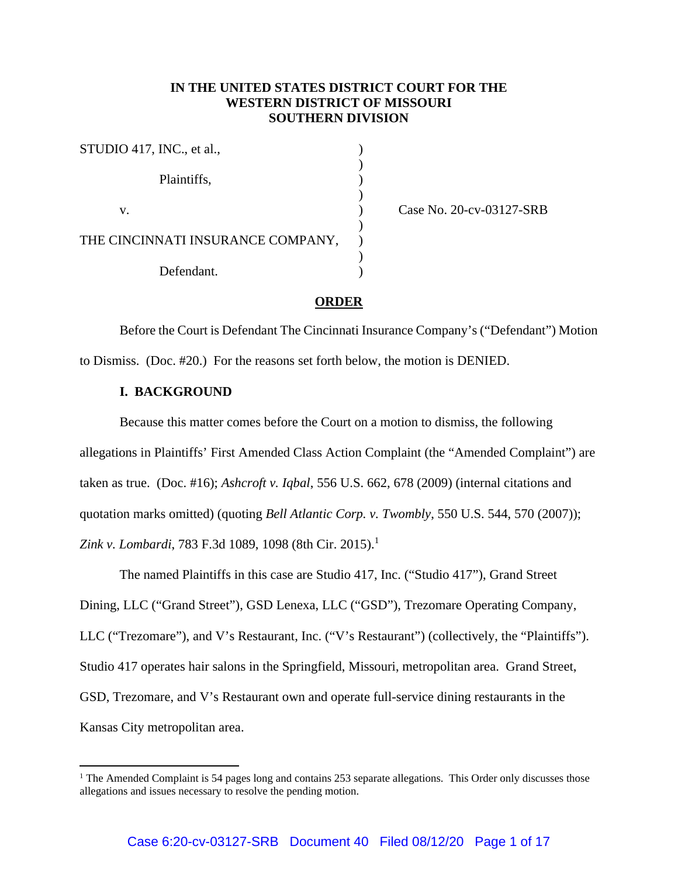**IN THE UNITED STATES DISTRICT COURT FOR THE WESTERN DISTRICT OF MISSOURI SOUTHERN DIVISION**

| | | |
|---|---|---|
| STUDIO 417, INC., et al., | ) | |
| Plaintiffs, | ) | |
| v. | ) | Case No. 20-cv-03127-SRB |
| THE CINCINNATI INSURANCE COMPANY, | ) | |
| Defendant. | ) | |

**ORDER**

Before the Court is Defendant The Cincinnati Insurance Company's ("Defendant") Motion to Dismiss. (Doc. #20.) For the reasons set forth below, the motion is DENIED.

**I. BACKGROUND**

Because this matter comes before the Court on a motion to dismiss, the following allegations in Plaintiffs' First Amended Class Action Complaint (the "Amended Complaint") are taken as true. (Doc. #16); *Ashcroft v. Iqbal*, 556 U.S. 662, 678 (2009) (internal citations and quotation marks omitted) (quoting *Bell Atlantic Corp. v. Twombly*, 550 U.S. 544, 570 (2007)); *Zink v. Lombardi*, 783 F.3d 1089, 1098 (8th Cir. 2015).[1]

The named Plaintiffs in this case are Studio 417, Inc. ("Studio 417"), Grand Street Dining, LLC ("Grand Street"), GSD Lenexa, LLC ("GSD"), Trezomare Operating Company, LLC ("Trezomare"), and V's Restaurant, Inc. ("V's Restaurant") (collectively, the "Plaintiffs"). Studio 417 operates hair salons in the Springfield, Missouri, metropolitan area. Grand Street, GSD, Trezomare, and V's Restaurant own and operate full-service dining restaurants in the Kansas City metropolitan area.

[1] The Amended Complaint is 54 pages long and contains 253 separate allegations. This Order only discusses those allegations and issues necessary to resolve the pending motion.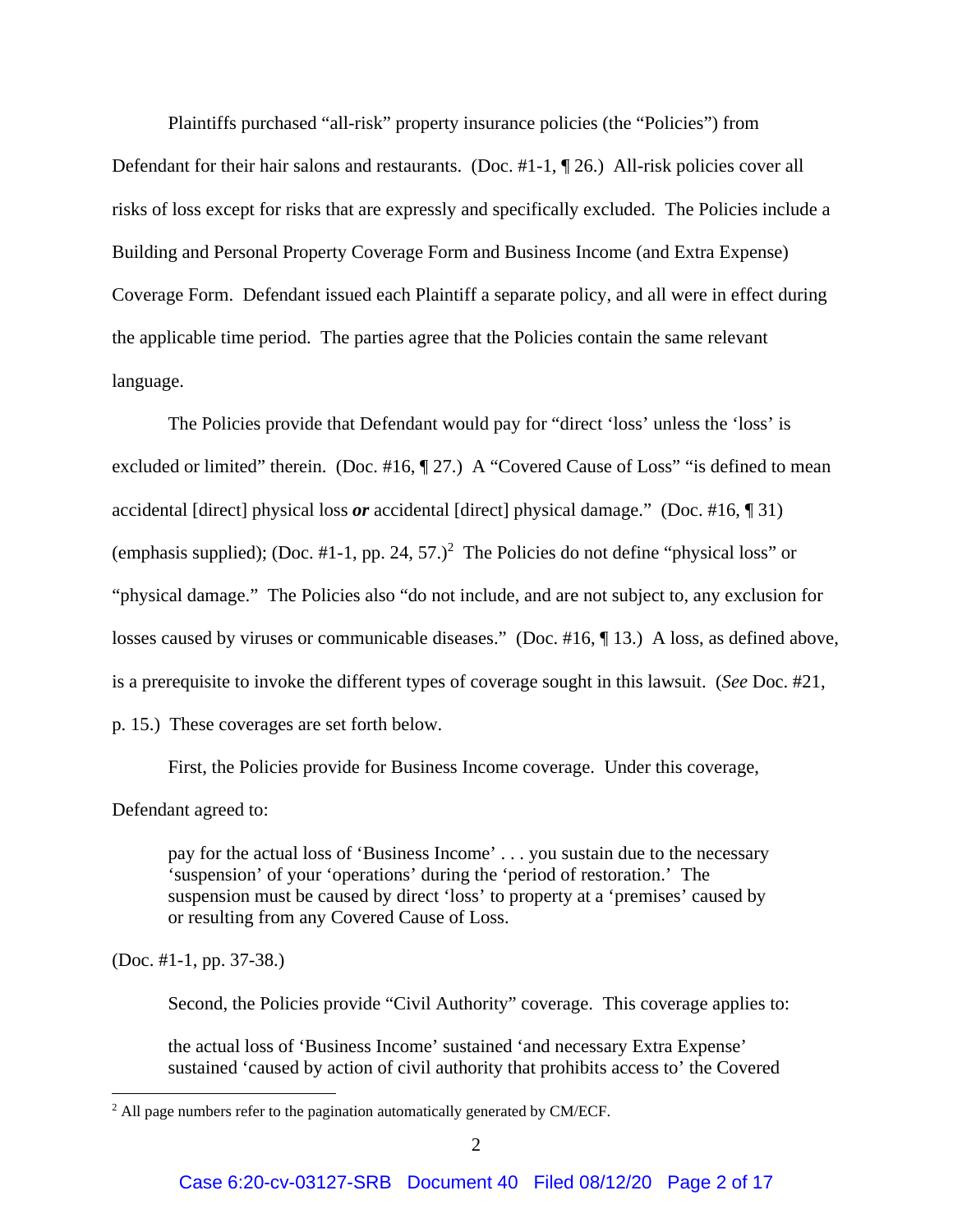Plaintiffs purchased "all-risk" property insurance policies (the "Policies") from Defendant for their hair salons and restaurants. (Doc. #1-1, ¶ 26.) All-risk policies cover all risks of loss except for risks that are expressly and specifically excluded. The Policies include a Building and Personal Property Coverage Form and Business Income (and Extra Expense) Coverage Form. Defendant issued each Plaintiff a separate policy, and all were in effect during the applicable time period. The parties agree that the Policies contain the same relevant language.

The Policies provide that Defendant would pay for "direct 'loss' unless the 'loss' is excluded or limited" therein. (Doc. #16, ¶ 27.) A "Covered Cause of Loss" "is defined to mean accidental [direct] physical loss ***or*** accidental [direct] physical damage." (Doc. #16, ¶ 31) (emphasis supplied); (Doc. #1-1, pp. 24, 57.)[2] The Policies do not define "physical loss" or "physical damage." The Policies also "do not include, and are not subject to, any exclusion for losses caused by viruses or communicable diseases." (Doc. #16, ¶ 13.) A loss, as defined above, is a prerequisite to invoke the different types of coverage sought in this lawsuit. (*See* Doc. #21, p. 15.) These coverages are set forth below.

First, the Policies provide for Business Income coverage. Under this coverage, Defendant agreed to:

> pay for the actual loss of 'Business Income' . . . you sustain due to the necessary 'suspension' of your 'operations' during the 'period of restoration.' The suspension must be caused by direct 'loss' to property at a 'premises' caused by or resulting from any Covered Cause of Loss.

(Doc. #1-1, pp. 37-38.)

Second, the Policies provide "Civil Authority" coverage. This coverage applies to:

> the actual loss of 'Business Income' sustained 'and necessary Extra Expense' sustained 'caused by action of civil authority that prohibits access to' the Covered

[2] All page numbers refer to the pagination automatically generated by CM/ECF.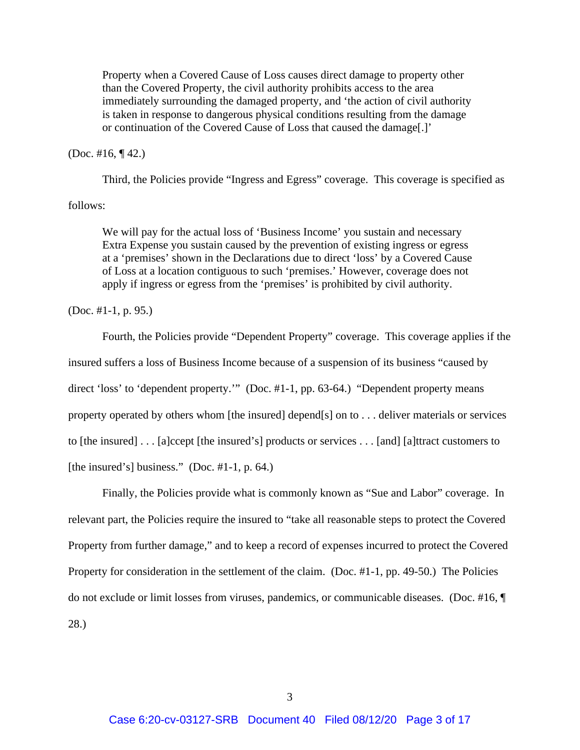> Property when a Covered Cause of Loss causes direct damage to property other than the Covered Property, the civil authority prohibits access to the area immediately surrounding the damaged property, and 'the action of civil authority is taken in response to dangerous physical conditions resulting from the damage or continuation of the Covered Cause of Loss that caused the damage[.]'

(Doc. #16, ¶ 42.)

Third, the Policies provide "Ingress and Egress" coverage. This coverage is specified as follows:

> We will pay for the actual loss of 'Business Income' you sustain and necessary Extra Expense you sustain caused by the prevention of existing ingress or egress at a 'premises' shown in the Declarations due to direct 'loss' by a Covered Cause of Loss at a location contiguous to such 'premises.' However, coverage does not apply if ingress or egress from the 'premises' is prohibited by civil authority.

(Doc. #1-1, p. 95.)

Fourth, the Policies provide "Dependent Property" coverage. This coverage applies if the insured suffers a loss of Business Income because of a suspension of its business "caused by direct 'loss' to 'dependent property.'" (Doc. #1-1, pp. 63-64.) "Dependent property means property operated by others whom [the insured] depend[s] on to . . . deliver materials or services to [the insured] . . . [a]ccept [the insured's] products or services . . . [and] [a]ttract customers to [the insured's] business." (Doc. #1-1, p. 64.)

Finally, the Policies provide what is commonly known as "Sue and Labor" coverage. In relevant part, the Policies require the insured to "take all reasonable steps to protect the Covered Property from further damage," and to keep a record of expenses incurred to protect the Covered Property for consideration in the settlement of the claim. (Doc. #1-1, pp. 49-50.) The Policies do not exclude or limit losses from viruses, pandemics, or communicable diseases. (Doc. #16, ¶ 28.)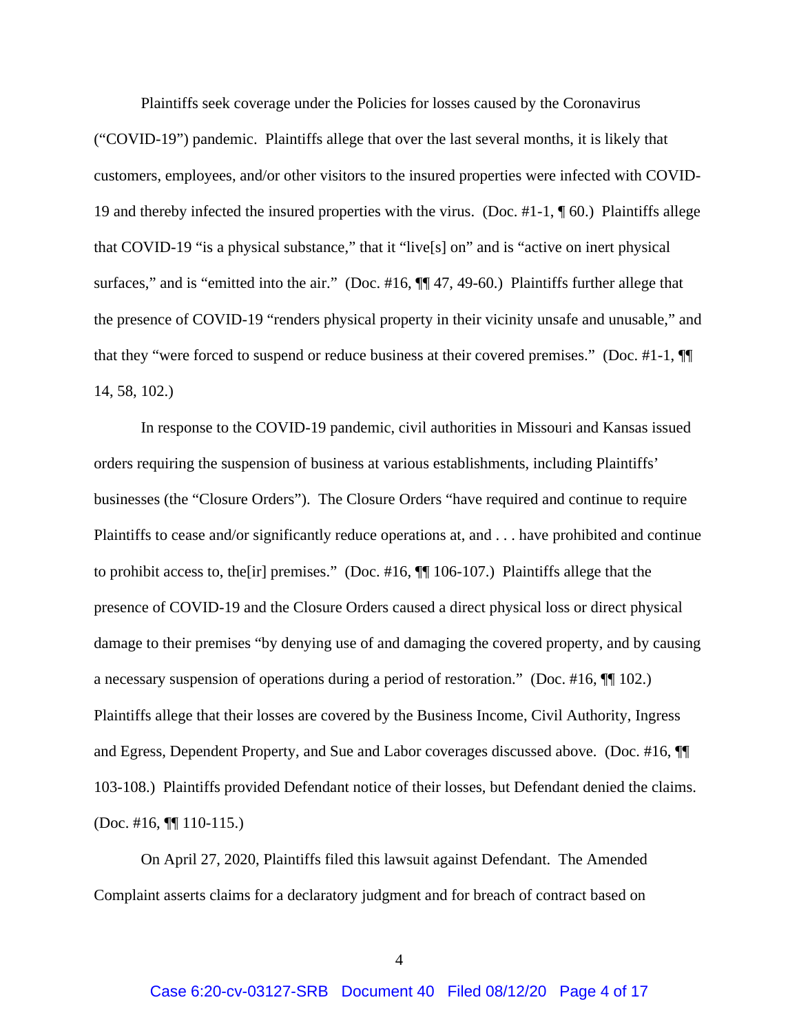Plaintiffs seek coverage under the Policies for losses caused by the Coronavirus ("COVID-19") pandemic. Plaintiffs allege that over the last several months, it is likely that customers, employees, and/or other visitors to the insured properties were infected with COVID-19 and thereby infected the insured properties with the virus. (Doc. #1-1, ¶ 60.) Plaintiffs allege that COVID-19 "is a physical substance," that it "live[s] on" and is "active on inert physical surfaces," and is "emitted into the air." (Doc. #16, ¶¶ 47, 49-60.) Plaintiffs further allege that the presence of COVID-19 "renders physical property in their vicinity unsafe and unusable," and that they "were forced to suspend or reduce business at their covered premises." (Doc. #1-1, ¶¶ 14, 58, 102.)

In response to the COVID-19 pandemic, civil authorities in Missouri and Kansas issued orders requiring the suspension of business at various establishments, including Plaintiffs' businesses (the "Closure Orders"). The Closure Orders "have required and continue to require Plaintiffs to cease and/or significantly reduce operations at, and . . . have prohibited and continue to prohibit access to, the[ir] premises." (Doc. #16, ¶¶ 106-107.) Plaintiffs allege that the presence of COVID-19 and the Closure Orders caused a direct physical loss or direct physical damage to their premises "by denying use of and damaging the covered property, and by causing a necessary suspension of operations during a period of restoration." (Doc. #16, ¶¶ 102.) Plaintiffs allege that their losses are covered by the Business Income, Civil Authority, Ingress and Egress, Dependent Property, and Sue and Labor coverages discussed above. (Doc. #16, ¶¶ 103-108.) Plaintiffs provided Defendant notice of their losses, but Defendant denied the claims. (Doc. #16, ¶¶ 110-115.)

On April 27, 2020, Plaintiffs filed this lawsuit against Defendant. The Amended Complaint asserts claims for a declaratory judgment and for breach of contract based on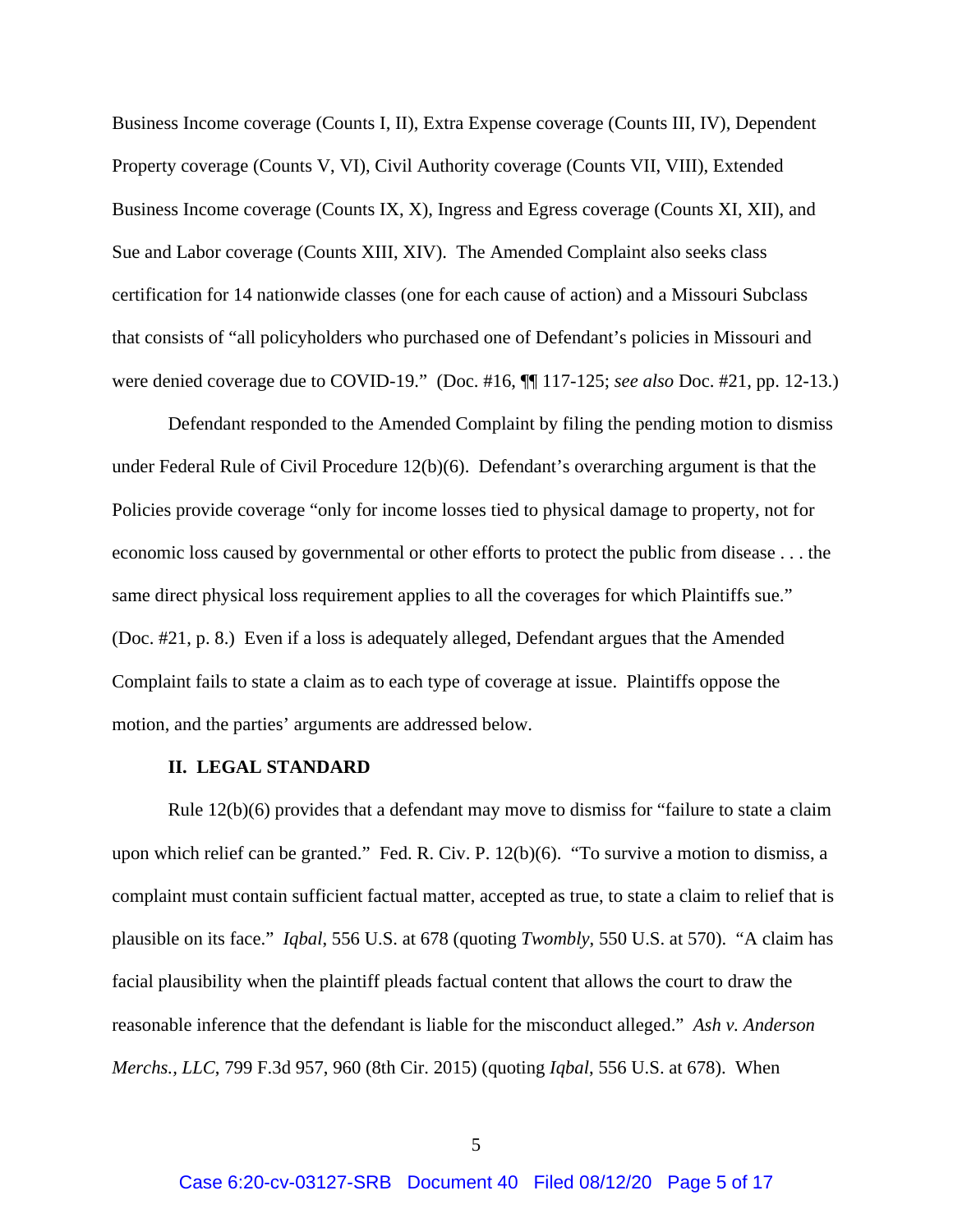Business Income coverage (Counts I, II), Extra Expense coverage (Counts III, IV), Dependent Property coverage (Counts V, VI), Civil Authority coverage (Counts VII, VIII), Extended Business Income coverage (Counts IX, X), Ingress and Egress coverage (Counts XI, XII), and Sue and Labor coverage (Counts XIII, XIV). The Amended Complaint also seeks class certification for 14 nationwide classes (one for each cause of action) and a Missouri Subclass that consists of "all policyholders who purchased one of Defendant's policies in Missouri and were denied coverage due to COVID-19." (Doc. #16, ¶¶ 117-125; *see also* Doc. #21, pp. 12-13.)

Defendant responded to the Amended Complaint by filing the pending motion to dismiss under Federal Rule of Civil Procedure 12(b)(6). Defendant's overarching argument is that the Policies provide coverage "only for income losses tied to physical damage to property, not for economic loss caused by governmental or other efforts to protect the public from disease . . . the same direct physical loss requirement applies to all the coverages for which Plaintiffs sue." (Doc. #21, p. 8.) Even if a loss is adequately alleged, Defendant argues that the Amended Complaint fails to state a claim as to each type of coverage at issue. Plaintiffs oppose the motion, and the parties' arguments are addressed below.

## II. LEGAL STANDARD

Rule 12(b)(6) provides that a defendant may move to dismiss for "failure to state a claim upon which relief can be granted." Fed. R. Civ. P. 12(b)(6). "To survive a motion to dismiss, a complaint must contain sufficient factual matter, accepted as true, to state a claim to relief that is plausible on its face." *Iqbal*, 556 U.S. at 678 (quoting *Twombly*, 550 U.S. at 570). "A claim has facial plausibility when the plaintiff pleads factual content that allows the court to draw the reasonable inference that the defendant is liable for the misconduct alleged." *Ash v. Anderson Merchs., LLC*, 799 F.3d 957, 960 (8th Cir. 2015) (quoting *Iqbal*, 556 U.S. at 678). When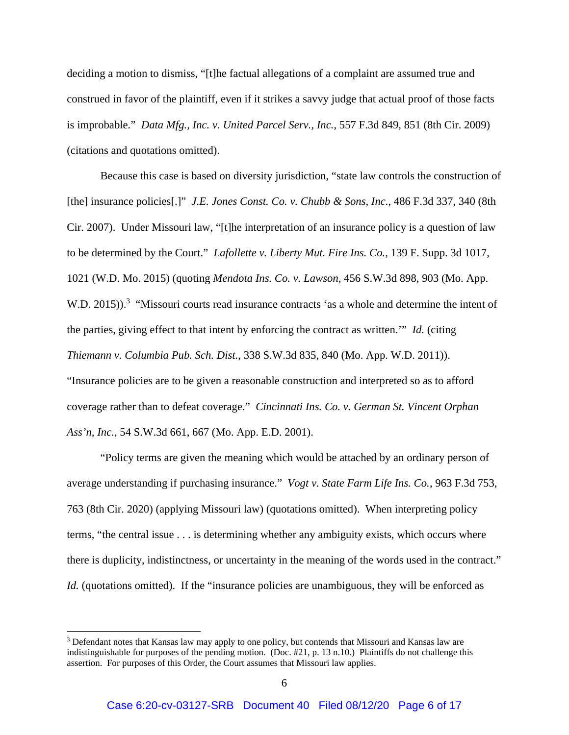deciding a motion to dismiss, "[t]he factual allegations of a complaint are assumed true and construed in favor of the plaintiff, even if it strikes a savvy judge that actual proof of those facts is improbable." *Data Mfg., Inc. v. United Parcel Serv., Inc.*, 557 F.3d 849, 851 (8th Cir. 2009) (citations and quotations omitted).

Because this case is based on diversity jurisdiction, "state law controls the construction of [the] insurance policies[.]" *J.E. Jones Const. Co. v. Chubb & Sons, Inc.*, 486 F.3d 337, 340 (8th Cir. 2007). Under Missouri law, "[t]he interpretation of an insurance policy is a question of law to be determined by the Court." *Lafollette v. Liberty Mut. Fire Ins. Co.*, 139 F. Supp. 3d 1017, 1021 (W.D. Mo. 2015) (quoting *Mendota Ins. Co. v. Lawson*, 456 S.W.3d 898, 903 (Mo. App. W.D. 2015)).[3] "Missouri courts read insurance contracts 'as a whole and determine the intent of the parties, giving effect to that intent by enforcing the contract as written.'" *Id.* (citing *Thiemann v. Columbia Pub. Sch. Dist.*, 338 S.W.3d 835, 840 (Mo. App. W.D. 2011)). "Insurance policies are to be given a reasonable construction and interpreted so as to afford coverage rather than to defeat coverage." *Cincinnati Ins. Co. v. German St. Vincent Orphan Ass'n, Inc.*, 54 S.W.3d 661, 667 (Mo. App. E.D. 2001).

"Policy terms are given the meaning which would be attached by an ordinary person of average understanding if purchasing insurance." *Vogt v. State Farm Life Ins. Co.*, 963 F.3d 753, 763 (8th Cir. 2020) (applying Missouri law) (quotations omitted). When interpreting policy terms, "the central issue . . . is determining whether any ambiguity exists, which occurs where there is duplicity, indistinctness, or uncertainty in the meaning of the words used in the contract." *Id.* (quotations omitted). If the "insurance policies are unambiguous, they will be enforced as

---

[3] Defendant notes that Kansas law may apply to one policy, but contends that Missouri and Kansas law are indistinguishable for purposes of the pending motion. (Doc. #21, p. 13 n.10.) Plaintiffs do not challenge this assertion. For purposes of this Order, the Court assumes that Missouri law applies.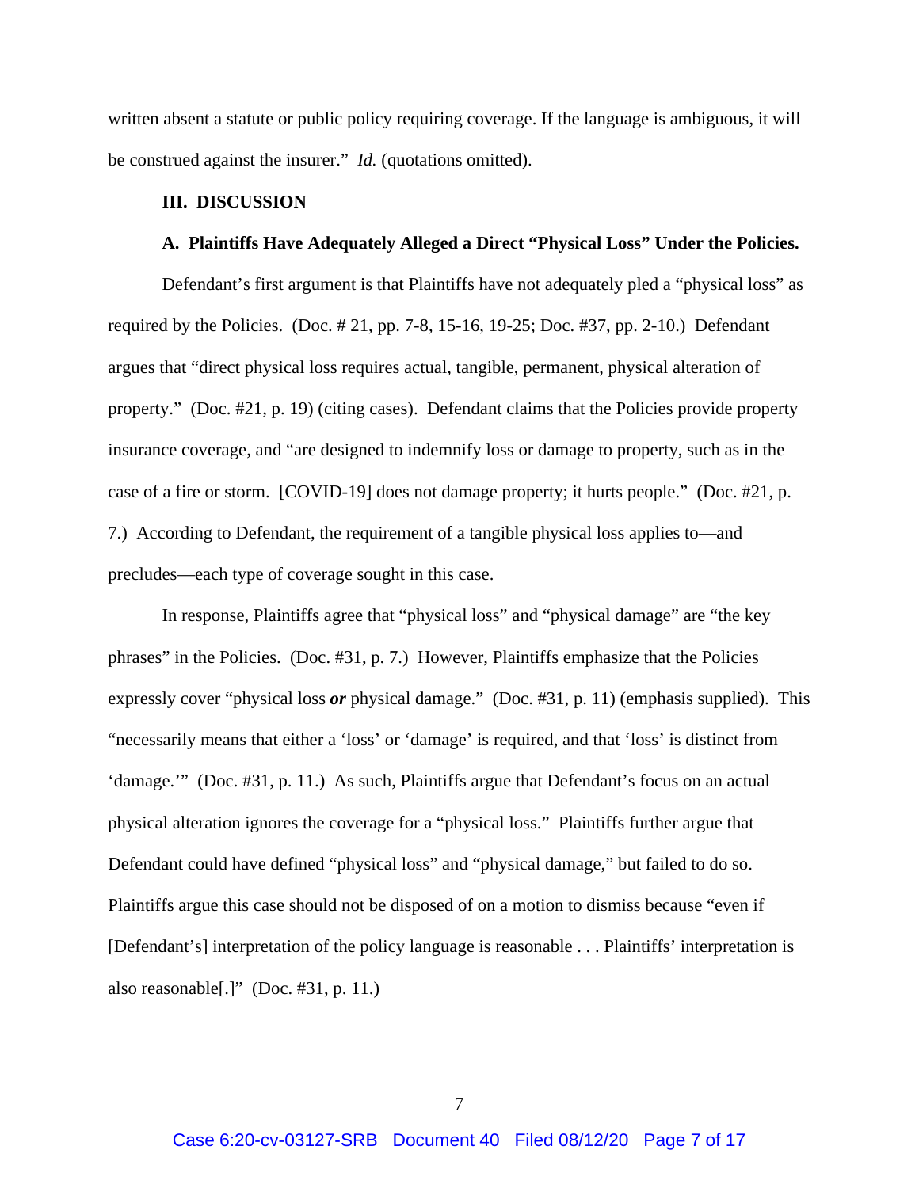written absent a statute or public policy requiring coverage. If the language is ambiguous, it will be construed against the insurer." *Id.* (quotations omitted).

## III. DISCUSSION

### A. Plaintiffs Have Adequately Alleged a Direct "Physical Loss" Under the Policies.

Defendant's first argument is that Plaintiffs have not adequately pled a "physical loss" as required by the Policies. (Doc. # 21, pp. 7-8, 15-16, 19-25; Doc. #37, pp. 2-10.) Defendant argues that "direct physical loss requires actual, tangible, permanent, physical alteration of property." (Doc. #21, p. 19) (citing cases). Defendant claims that the Policies provide property insurance coverage, and "are designed to indemnify loss or damage to property, such as in the case of a fire or storm. [COVID-19] does not damage property; it hurts people." (Doc. #21, p. 7.) According to Defendant, the requirement of a tangible physical loss applies to—and precludes—each type of coverage sought in this case.

In response, Plaintiffs agree that "physical loss" and "physical damage" are "the key phrases" in the Policies. (Doc. #31, p. 7.) However, Plaintiffs emphasize that the Policies expressly cover "physical loss ***or*** physical damage." (Doc. #31, p. 11) (emphasis supplied). This "necessarily means that either a 'loss' or 'damage' is required, and that 'loss' is distinct from 'damage.'" (Doc. #31, p. 11.) As such, Plaintiffs argue that Defendant's focus on an actual physical alteration ignores the coverage for a "physical loss." Plaintiffs further argue that Defendant could have defined "physical loss" and "physical damage," but failed to do so. Plaintiffs argue this case should not be disposed of on a motion to dismiss because "even if [Defendant's] interpretation of the policy language is reasonable . . . Plaintiffs' interpretation is also reasonable[.]" (Doc. #31, p. 11.)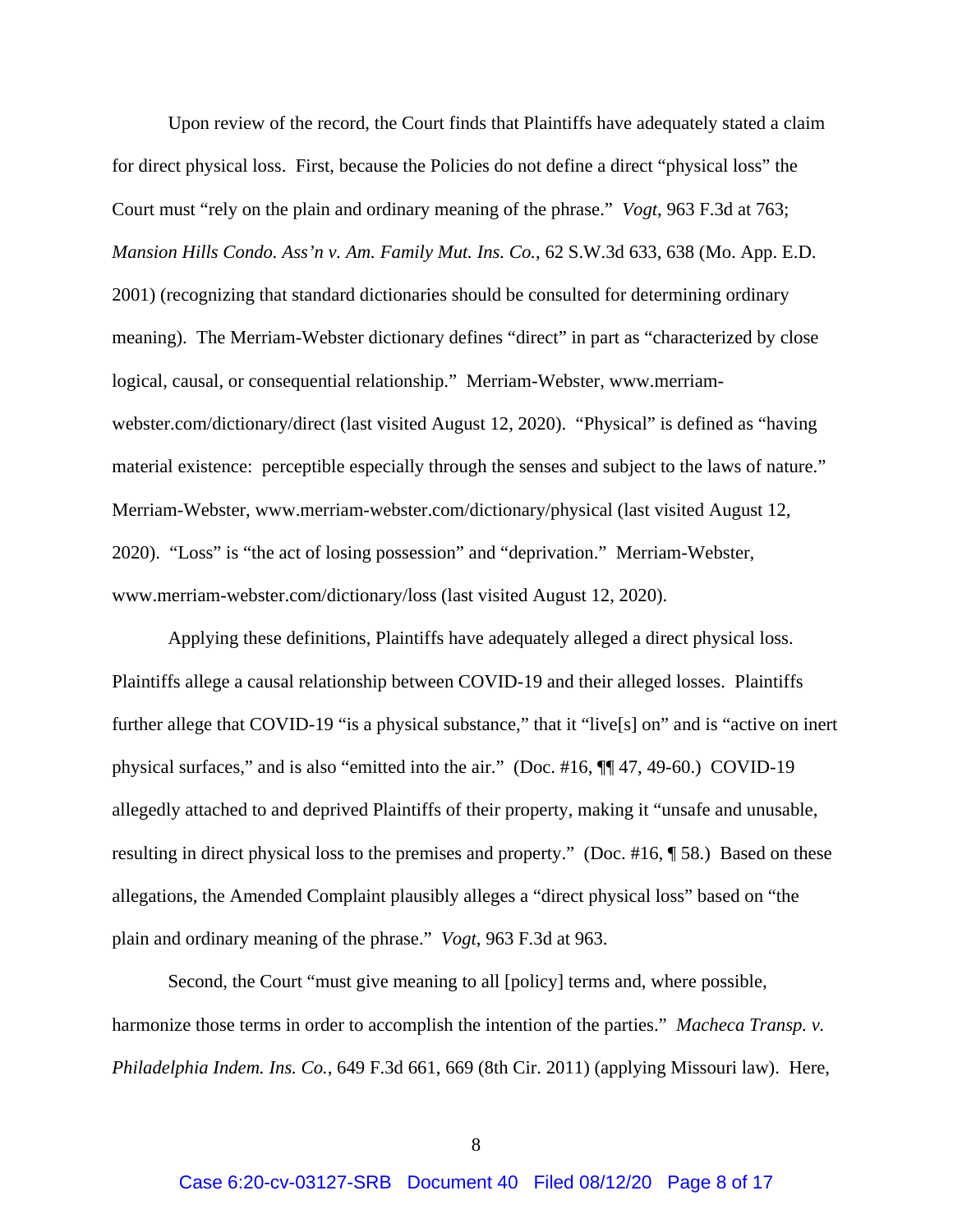Upon review of the record, the Court finds that Plaintiffs have adequately stated a claim for direct physical loss. First, because the Policies do not define a direct "physical loss" the Court must "rely on the plain and ordinary meaning of the phrase." *Vogt*, 963 F.3d at 763; *Mansion Hills Condo. Ass'n v. Am. Family Mut. Ins. Co.*, 62 S.W.3d 633, 638 (Mo. App. E.D. 2001) (recognizing that standard dictionaries should be consulted for determining ordinary meaning). The Merriam-Webster dictionary defines "direct" in part as "characterized by close logical, causal, or consequential relationship." Merriam-Webster, www.merriam-webster.com/dictionary/direct (last visited August 12, 2020). "Physical" is defined as "having material existence: perceptible especially through the senses and subject to the laws of nature." Merriam-Webster, www.merriam-webster.com/dictionary/physical (last visited August 12, 2020). "Loss" is "the act of losing possession" and "deprivation." Merriam-Webster, www.merriam-webster.com/dictionary/loss (last visited August 12, 2020).

Applying these definitions, Plaintiffs have adequately alleged a direct physical loss. Plaintiffs allege a causal relationship between COVID-19 and their alleged losses. Plaintiffs further allege that COVID-19 "is a physical substance," that it "live[s] on" and is "active on inert physical surfaces," and is also "emitted into the air." (Doc. #16, ¶¶ 47, 49-60.) COVID-19 allegedly attached to and deprived Plaintiffs of their property, making it "unsafe and unusable, resulting in direct physical loss to the premises and property." (Doc. #16, ¶ 58.) Based on these allegations, the Amended Complaint plausibly alleges a "direct physical loss" based on "the plain and ordinary meaning of the phrase." *Vogt*, 963 F.3d at 963.

Second, the Court "must give meaning to all [policy] terms and, where possible, harmonize those terms in order to accomplish the intention of the parties." *Macheca Transp. v. Philadelphia Indem. Ins. Co.*, 649 F.3d 661, 669 (8th Cir. 2011) (applying Missouri law). Here,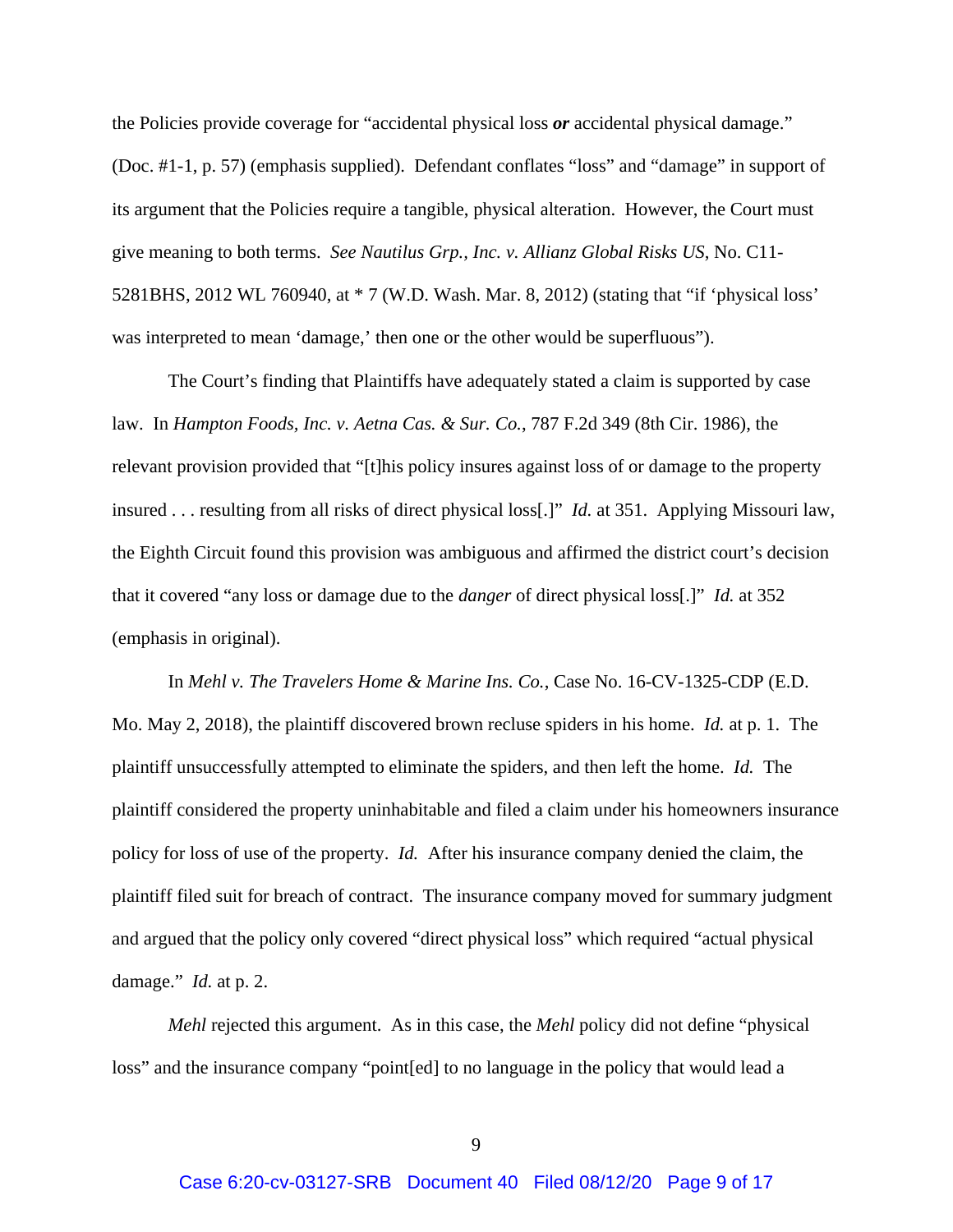the Policies provide coverage for "accidental physical loss ***or*** accidental physical damage." (Doc. #1-1, p. 57) (emphasis supplied). Defendant conflates "loss" and "damage" in support of its argument that the Policies require a tangible, physical alteration. However, the Court must give meaning to both terms. *See Nautilus Grp., Inc. v. Allianz Global Risks US*, No. C11-5281BHS, 2012 WL 760940, at * 7 (W.D. Wash. Mar. 8, 2012) (stating that "if 'physical loss' was interpreted to mean 'damage,' then one or the other would be superfluous").

The Court's finding that Plaintiffs have adequately stated a claim is supported by case law. In *Hampton Foods, Inc. v. Aetna Cas. & Sur. Co.*, 787 F.2d 349 (8th Cir. 1986), the relevant provision provided that "[t]his policy insures against loss of or damage to the property insured . . . resulting from all risks of direct physical loss[.]" *Id.* at 351. Applying Missouri law, the Eighth Circuit found this provision was ambiguous and affirmed the district court's decision that it covered "any loss or damage due to the *danger* of direct physical loss[.]" *Id.* at 352 (emphasis in original).

In *Mehl v. The Travelers Home & Marine Ins. Co.*, Case No. 16-CV-1325-CDP (E.D. Mo. May 2, 2018), the plaintiff discovered brown recluse spiders in his home. *Id.* at p. 1. The plaintiff unsuccessfully attempted to eliminate the spiders, and then left the home. *Id.* The plaintiff considered the property uninhabitable and filed a claim under his homeowners insurance policy for loss of use of the property. *Id.* After his insurance company denied the claim, the plaintiff filed suit for breach of contract. The insurance company moved for summary judgment and argued that the policy only covered "direct physical loss" which required "actual physical damage." *Id.* at p. 2.

*Mehl* rejected this argument. As in this case, the *Mehl* policy did not define "physical loss" and the insurance company "point[ed] to no language in the policy that would lead a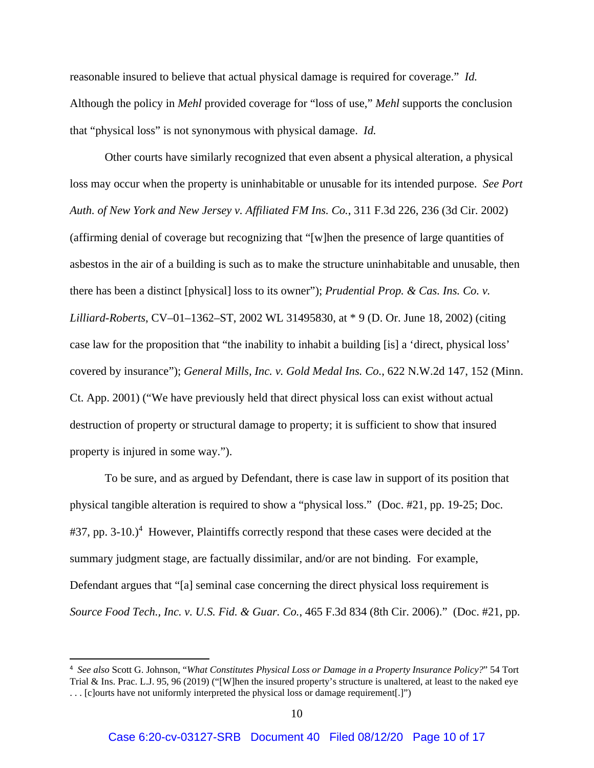reasonable insured to believe that actual physical damage is required for coverage." *Id.* Although the policy in *Mehl* provided coverage for "loss of use," *Mehl* supports the conclusion that "physical loss" is not synonymous with physical damage. *Id.*

Other courts have similarly recognized that even absent a physical alteration, a physical loss may occur when the property is uninhabitable or unusable for its intended purpose. *See Port Auth. of New York and New Jersey v. Affiliated FM Ins. Co.*, 311 F.3d 226, 236 (3d Cir. 2002) (affirming denial of coverage but recognizing that "[w]hen the presence of large quantities of asbestos in the air of a building is such as to make the structure uninhabitable and unusable, then there has been a distinct [physical] loss to its owner"); *Prudential Prop. & Cas. Ins. Co. v. Lilliard-Roberts*, CV–01–1362–ST, 2002 WL 31495830, at * 9 (D. Or. June 18, 2002) (citing case law for the proposition that "the inability to inhabit a building [is] a 'direct, physical loss' covered by insurance"); *General Mills, Inc. v. Gold Medal Ins. Co.*, 622 N.W.2d 147, 152 (Minn. Ct. App. 2001) ("We have previously held that direct physical loss can exist without actual destruction of property or structural damage to property; it is sufficient to show that insured property is injured in some way.").

To be sure, and as argued by Defendant, there is case law in support of its position that physical tangible alteration is required to show a "physical loss." (Doc. #21, pp. 19-25; Doc. #37, pp. 3-10.)[4] However, Plaintiffs correctly respond that these cases were decided at the summary judgment stage, are factually dissimilar, and/or are not binding. For example, Defendant argues that "[a] seminal case concerning the direct physical loss requirement is *Source Food Tech., Inc. v. U.S. Fid. & Guar. Co.*, 465 F.3d 834 (8th Cir. 2006)." (Doc. #21, pp.

---

[4] *See also* Scott G. Johnson, "*What Constitutes Physical Loss or Damage in a Property Insurance Policy?*" 54 Tort Trial & Ins. Prac. L.J. 95, 96 (2019) ("[W]hen the insured property's structure is unaltered, at least to the naked eye . . . [c]ourts have not uniformly interpreted the physical loss or damage requirement[.]")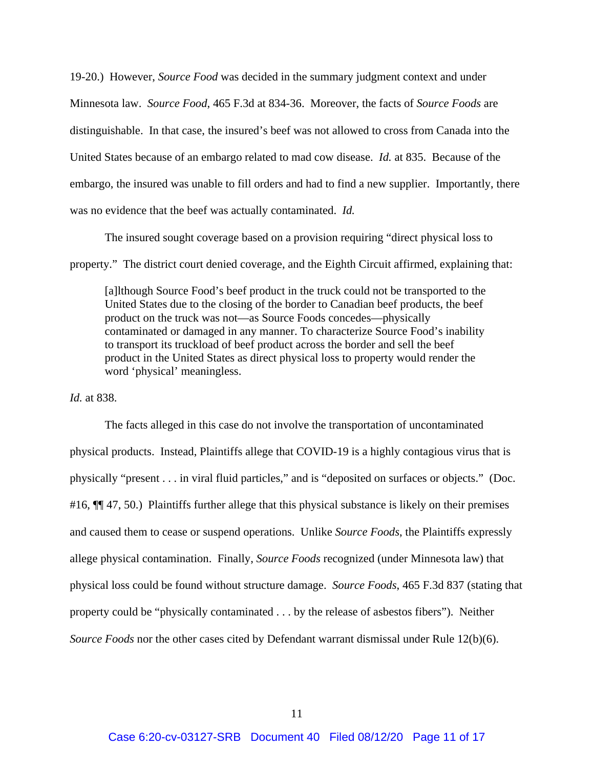19-20.) However, *Source Food* was decided in the summary judgment context and under Minnesota law. *Source Food*, 465 F.3d at 834-36. Moreover, the facts of *Source Foods* are distinguishable. In that case, the insured's beef was not allowed to cross from Canada into the United States because of an embargo related to mad cow disease. *Id.* at 835. Because of the embargo, the insured was unable to fill orders and had to find a new supplier. Importantly, there was no evidence that the beef was actually contaminated. *Id.*

The insured sought coverage based on a provision requiring "direct physical loss to property." The district court denied coverage, and the Eighth Circuit affirmed, explaining that:

> [a]lthough Source Food's beef product in the truck could not be transported to the United States due to the closing of the border to Canadian beef products, the beef product on the truck was not—as Source Foods concedes—physically contaminated or damaged in any manner. To characterize Source Food's inability to transport its truckload of beef product across the border and sell the beef product in the United States as direct physical loss to property would render the word 'physical' meaningless.

*Id.* at 838.

The facts alleged in this case do not involve the transportation of uncontaminated physical products. Instead, Plaintiffs allege that COVID-19 is a highly contagious virus that is physically "present . . . in viral fluid particles," and is "deposited on surfaces or objects." (Doc. #16, ¶¶ 47, 50.) Plaintiffs further allege that this physical substance is likely on their premises and caused them to cease or suspend operations. Unlike *Source Foods*, the Plaintiffs expressly allege physical contamination. Finally, *Source Foods* recognized (under Minnesota law) that physical loss could be found without structure damage. *Source Foods*, 465 F.3d 837 (stating that property could be "physically contaminated . . . by the release of asbestos fibers"). Neither *Source Foods* nor the other cases cited by Defendant warrant dismissal under Rule 12(b)(6).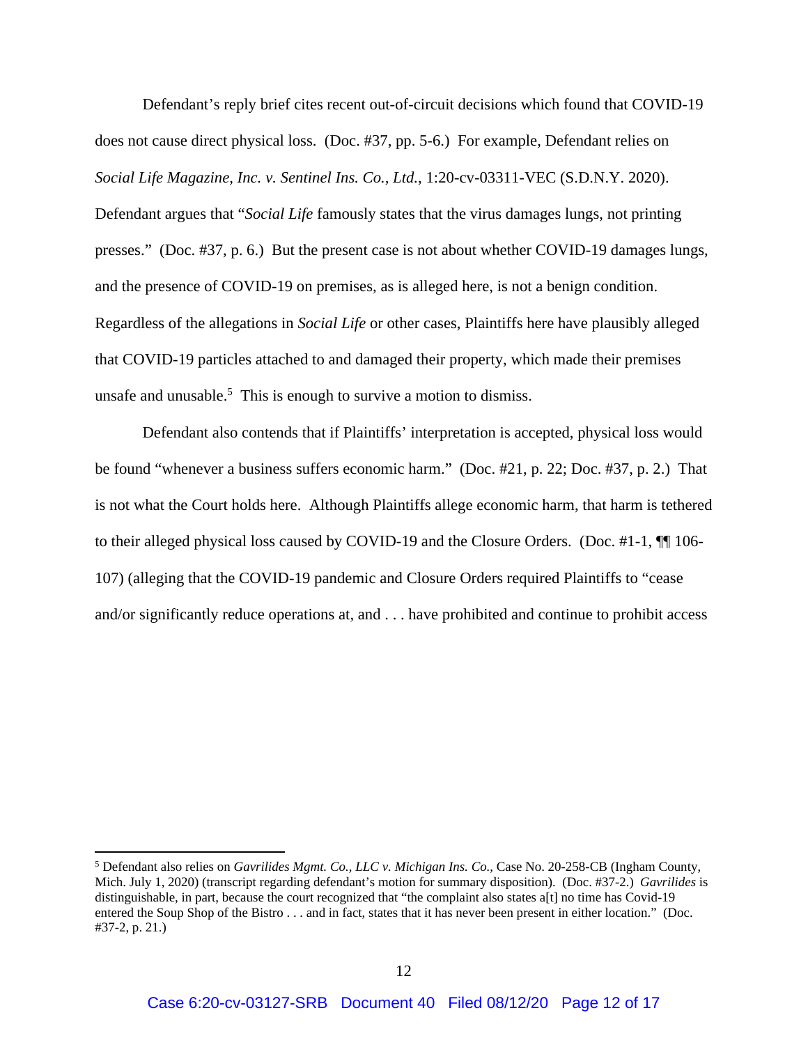Defendant's reply brief cites recent out-of-circuit decisions which found that COVID-19 does not cause direct physical loss. (Doc. #37, pp. 5-6.) For example, Defendant relies on *Social Life Magazine, Inc. v. Sentinel Ins. Co., Ltd.*, 1:20-cv-03311-VEC (S.D.N.Y. 2020). Defendant argues that "*Social Life* famously states that the virus damages lungs, not printing presses." (Doc. #37, p. 6.) But the present case is not about whether COVID-19 damages lungs, and the presence of COVID-19 on premises, as is alleged here, is not a benign condition. Regardless of the allegations in *Social Life* or other cases, Plaintiffs here have plausibly alleged that COVID-19 particles attached to and damaged their property, which made their premises unsafe and unusable.[5] This is enough to survive a motion to dismiss.

Defendant also contends that if Plaintiffs' interpretation is accepted, physical loss would be found "whenever a business suffers economic harm." (Doc. #21, p. 22; Doc. #37, p. 2.) That is not what the Court holds here. Although Plaintiffs allege economic harm, that harm is tethered to their alleged physical loss caused by COVID-19 and the Closure Orders. (Doc. #1-1, ¶¶ 106-107) (alleging that the COVID-19 pandemic and Closure Orders required Plaintiffs to "cease and/or significantly reduce operations at, and . . . have prohibited and continue to prohibit access

[5] Defendant also relies on *Gavrilides Mgmt. Co., LLC v. Michigan Ins. Co.*, Case No. 20-258-CB (Ingham County, Mich. July 1, 2020) (transcript regarding defendant's motion for summary disposition). (Doc. #37-2.) *Gavrilides* is distinguishable, in part, because the court recognized that "the complaint also states a[t] no time has Covid-19 entered the Soup Shop of the Bistro . . . and in fact, states that it has never been present in either location." (Doc. #37-2, p. 21.)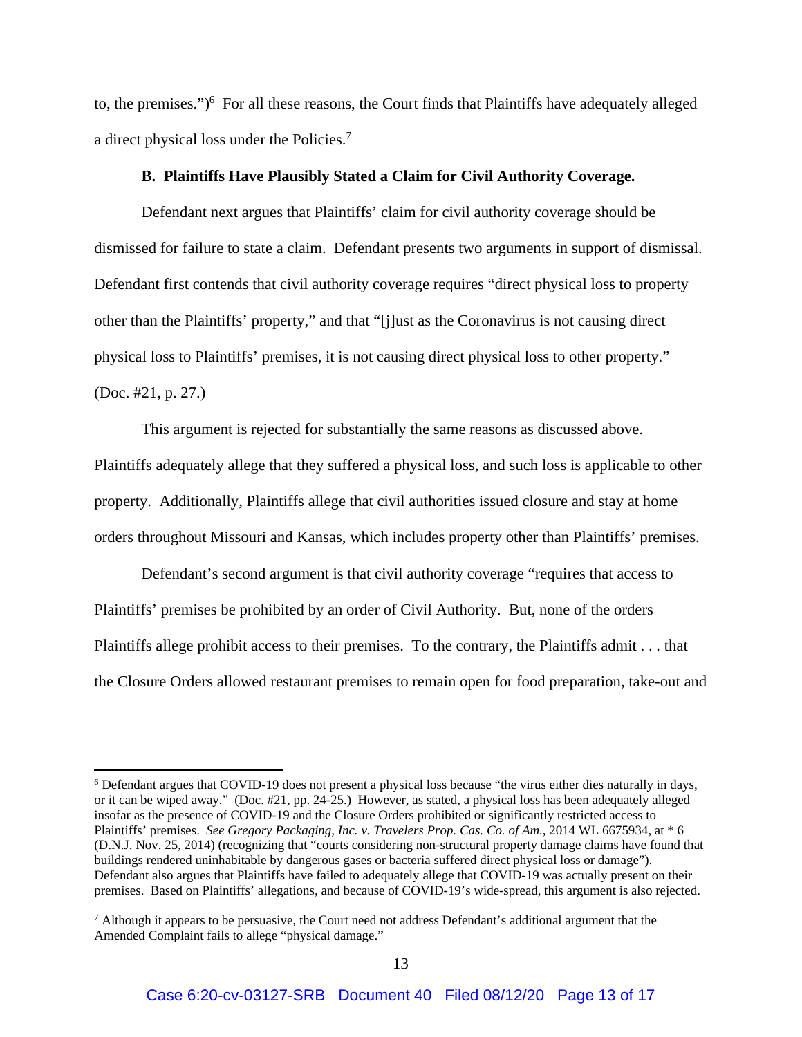to, the premises.")[6] For all these reasons, the Court finds that Plaintiffs have adequately alleged a direct physical loss under the Policies.[7]

### B. Plaintiffs Have Plausibly Stated a Claim for Civil Authority Coverage.

Defendant next argues that Plaintiffs' claim for civil authority coverage should be dismissed for failure to state a claim. Defendant presents two arguments in support of dismissal. Defendant first contends that civil authority coverage requires "direct physical loss to property other than the Plaintiffs' property," and that "[j]ust as the Coronavirus is not causing direct physical loss to Plaintiffs' premises, it is not causing direct physical loss to other property." (Doc. #21, p. 27.)

This argument is rejected for substantially the same reasons as discussed above. Plaintiffs adequately allege that they suffered a physical loss, and such loss is applicable to other property. Additionally, Plaintiffs allege that civil authorities issued closure and stay at home orders throughout Missouri and Kansas, which includes property other than Plaintiffs' premises.

Defendant's second argument is that civil authority coverage "requires that access to Plaintiffs' premises be prohibited by an order of Civil Authority. But, none of the orders Plaintiffs allege prohibit access to their premises. To the contrary, the Plaintiffs admit . . . that the Closure Orders allowed restaurant premises to remain open for food preparation, take-out and

---

[6] Defendant argues that COVID-19 does not present a physical loss because "the virus either dies naturally in days, or it can be wiped away." (Doc. #21, pp. 24-25.) However, as stated, a physical loss has been adequately alleged insofar as the presence of COVID-19 and the Closure Orders prohibited or significantly restricted access to Plaintiffs' premises. *See Gregory Packaging, Inc. v. Travelers Prop. Cas. Co. of Am.*, 2014 WL 6675934, at * 6 (D.N.J. Nov. 25, 2014) (recognizing that "courts considering non-structural property damage claims have found that buildings rendered uninhabitable by dangerous gases or bacteria suffered direct physical loss or damage"). Defendant also argues that Plaintiffs have failed to adequately allege that COVID-19 was actually present on their premises. Based on Plaintiffs' allegations, and because of COVID-19's wide-spread, this argument is also rejected.

[7] Although it appears to be persuasive, the Court need not address Defendant's additional argument that the Amended Complaint fails to allege "physical damage."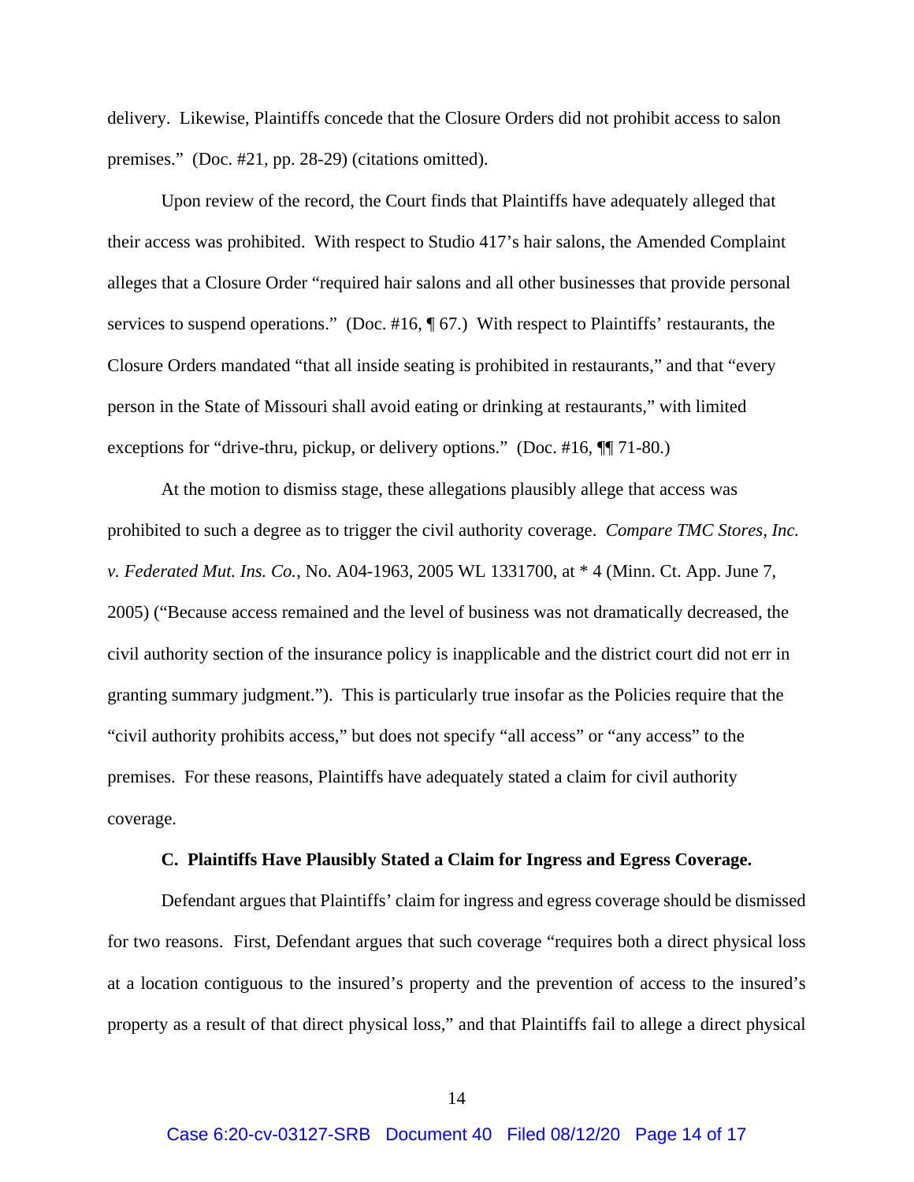delivery. Likewise, Plaintiffs concede that the Closure Orders did not prohibit access to salon premises." (Doc. #21, pp. 28-29) (citations omitted).

Upon review of the record, the Court finds that Plaintiffs have adequately alleged that their access was prohibited. With respect to Studio 417's hair salons, the Amended Complaint alleges that a Closure Order "required hair salons and all other businesses that provide personal services to suspend operations." (Doc. #16, ¶ 67.) With respect to Plaintiffs' restaurants, the Closure Orders mandated "that all inside seating is prohibited in restaurants," and that "every person in the State of Missouri shall avoid eating or drinking at restaurants," with limited exceptions for "drive-thru, pickup, or delivery options." (Doc. #16, ¶¶ 71-80.)

At the motion to dismiss stage, these allegations plausibly allege that access was prohibited to such a degree as to trigger the civil authority coverage. *Compare TMC Stores, Inc. v. Federated Mut. Ins. Co.*, No. A04-1963, 2005 WL 1331700, at * 4 (Minn. Ct. App. June 7, 2005) ("Because access remained and the level of business was not dramatically decreased, the civil authority section of the insurance policy is inapplicable and the district court did not err in granting summary judgment."). This is particularly true insofar as the Policies require that the "civil authority prohibits access," but does not specify "all access" or "any access" to the premises. For these reasons, Plaintiffs have adequately stated a claim for civil authority coverage.

**C. Plaintiffs Have Plausibly Stated a Claim for Ingress and Egress Coverage.**

Defendant argues that Plaintiffs' claim for ingress and egress coverage should be dismissed for two reasons. First, Defendant argues that such coverage "requires both a direct physical loss at a location contiguous to the insured's property and the prevention of access to the insured's property as a result of that direct physical loss," and that Plaintiffs fail to allege a direct physical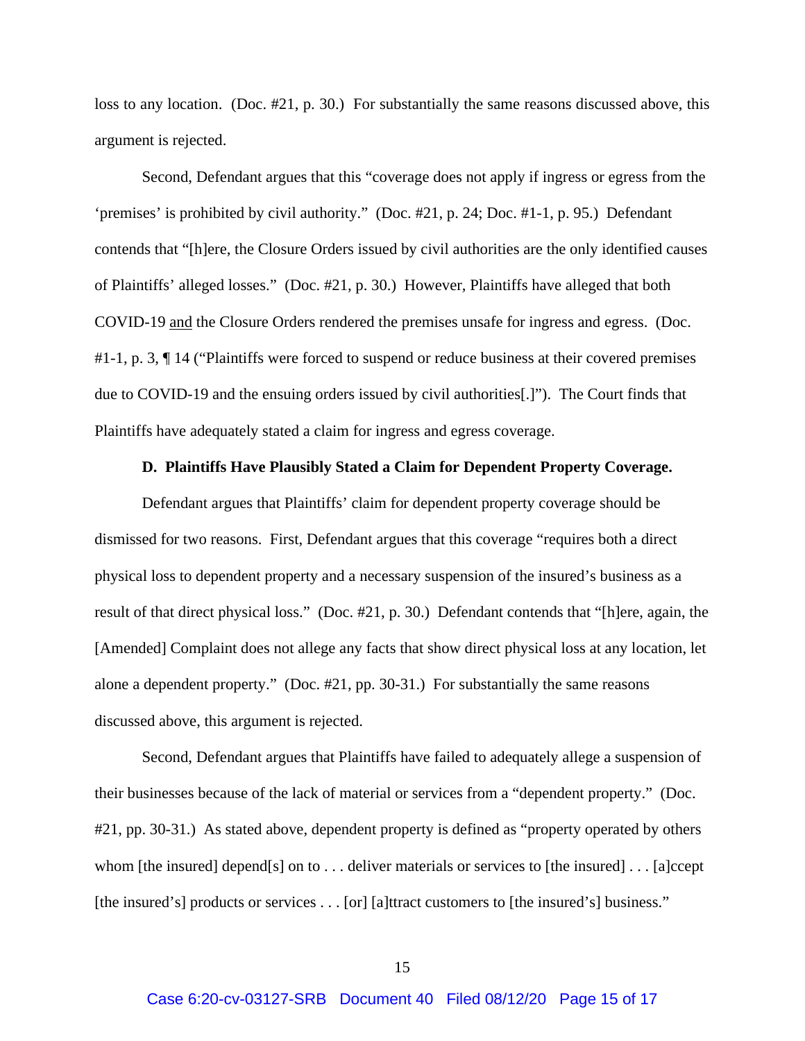loss to any location. (Doc. #21, p. 30.) For substantially the same reasons discussed above, this argument is rejected.

Second, Defendant argues that this "coverage does not apply if ingress or egress from the 'premises' is prohibited by civil authority." (Doc. #21, p. 24; Doc. #1-1, p. 95.) Defendant contends that "[h]ere, the Closure Orders issued by civil authorities are the only identified causes of Plaintiffs' alleged losses." (Doc. #21, p. 30.) However, Plaintiffs have alleged that both COVID-19 <u>and</u> the Closure Orders rendered the premises unsafe for ingress and egress. (Doc. #1-1, p. 3, ¶ 14 ("Plaintiffs were forced to suspend or reduce business at their covered premises due to COVID-19 and the ensuing orders issued by civil authorities[.]"). The Court finds that Plaintiffs have adequately stated a claim for ingress and egress coverage.

**D. Plaintiffs Have Plausibly Stated a Claim for Dependent Property Coverage.**

Defendant argues that Plaintiffs' claim for dependent property coverage should be dismissed for two reasons. First, Defendant argues that this coverage "requires both a direct physical loss to dependent property and a necessary suspension of the insured's business as a result of that direct physical loss." (Doc. #21, p. 30.) Defendant contends that "[h]ere, again, the [Amended] Complaint does not allege any facts that show direct physical loss at any location, let alone a dependent property." (Doc. #21, pp. 30-31.) For substantially the same reasons discussed above, this argument is rejected.

Second, Defendant argues that Plaintiffs have failed to adequately allege a suspension of their businesses because of the lack of material or services from a "dependent property." (Doc. #21, pp. 30-31.) As stated above, dependent property is defined as "property operated by others whom [the insured] depend[s] on to . . . deliver materials or services to [the insured] . . . [a]ccept [the insured's] products or services . . . [or] [a]ttract customers to [the insured's] business."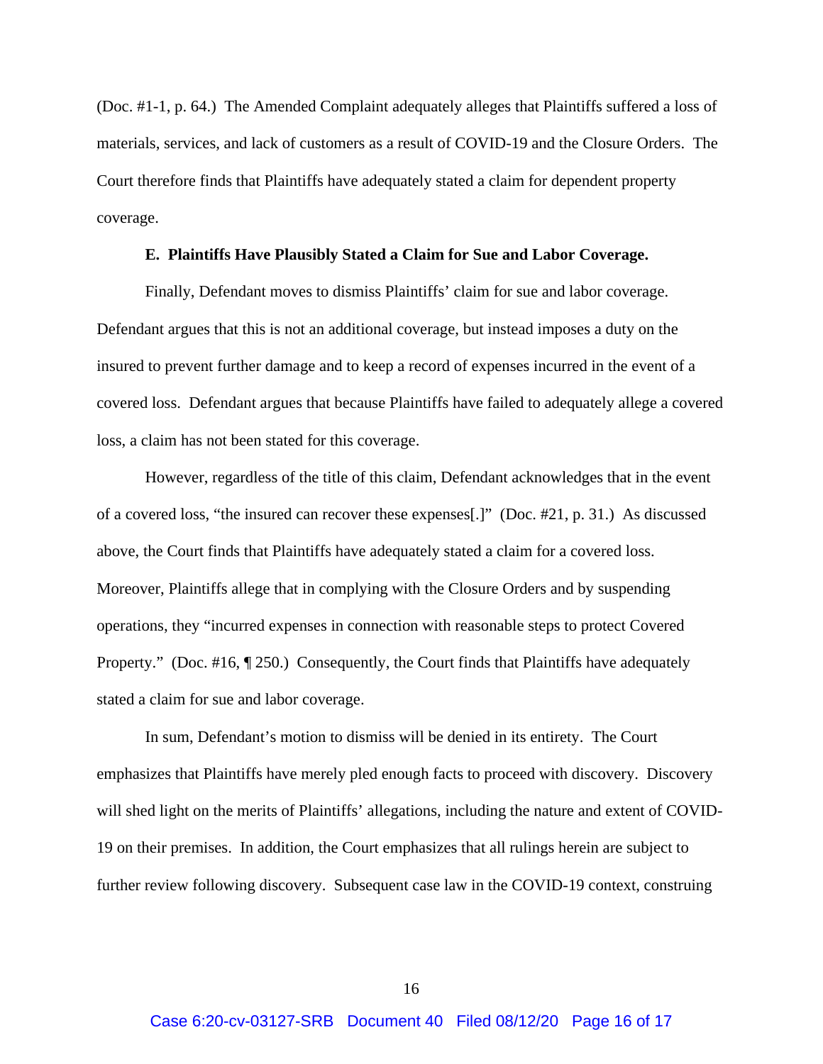(Doc. #1-1, p. 64.) The Amended Complaint adequately alleges that Plaintiffs suffered a loss of materials, services, and lack of customers as a result of COVID-19 and the Closure Orders. The Court therefore finds that Plaintiffs have adequately stated a claim for dependent property coverage.

**E. Plaintiffs Have Plausibly Stated a Claim for Sue and Labor Coverage.**

Finally, Defendant moves to dismiss Plaintiffs' claim for sue and labor coverage. Defendant argues that this is not an additional coverage, but instead imposes a duty on the insured to prevent further damage and to keep a record of expenses incurred in the event of a covered loss. Defendant argues that because Plaintiffs have failed to adequately allege a covered loss, a claim has not been stated for this coverage.

However, regardless of the title of this claim, Defendant acknowledges that in the event of a covered loss, "the insured can recover these expenses[.]" (Doc. #21, p. 31.) As discussed above, the Court finds that Plaintiffs have adequately stated a claim for a covered loss. Moreover, Plaintiffs allege that in complying with the Closure Orders and by suspending operations, they "incurred expenses in connection with reasonable steps to protect Covered Property." (Doc. #16, ¶ 250.) Consequently, the Court finds that Plaintiffs have adequately stated a claim for sue and labor coverage.

In sum, Defendant's motion to dismiss will be denied in its entirety. The Court emphasizes that Plaintiffs have merely pled enough facts to proceed with discovery. Discovery will shed light on the merits of Plaintiffs' allegations, including the nature and extent of COVID-19 on their premises. In addition, the Court emphasizes that all rulings herein are subject to further review following discovery. Subsequent case law in the COVID-19 context, construing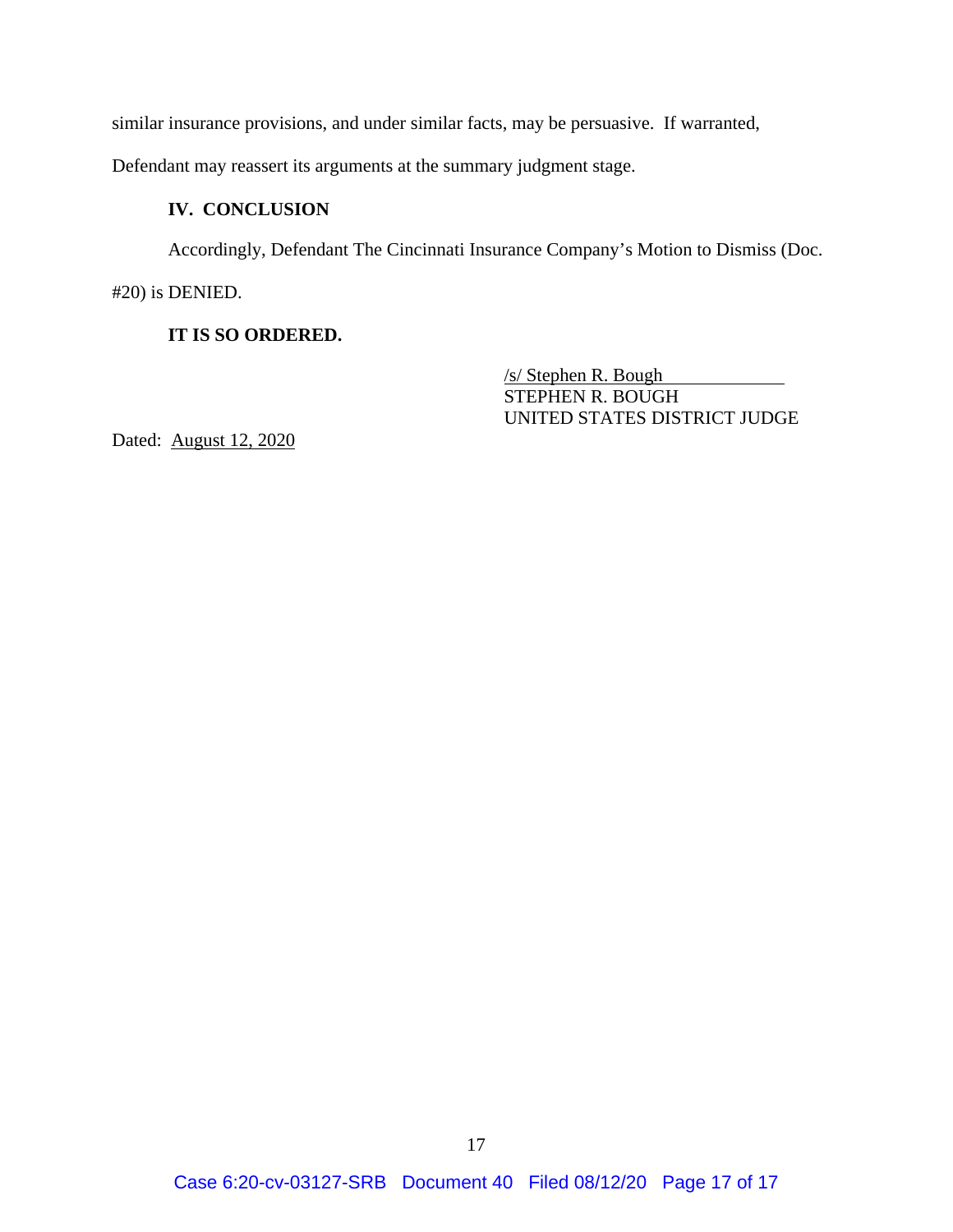similar insurance provisions, and under similar facts, may be persuasive. If warranted, Defendant may reassert its arguments at the summary judgment stage.

## IV. CONCLUSION

Accordingly, Defendant The Cincinnati Insurance Company's Motion to Dismiss (Doc. #20) is DENIED.

**IT IS SO ORDERED.**

/s/ Stephen R. Bough
STEPHEN R. BOUGH
UNITED STATES DISTRICT JUDGE

Dated: August 12, 2020